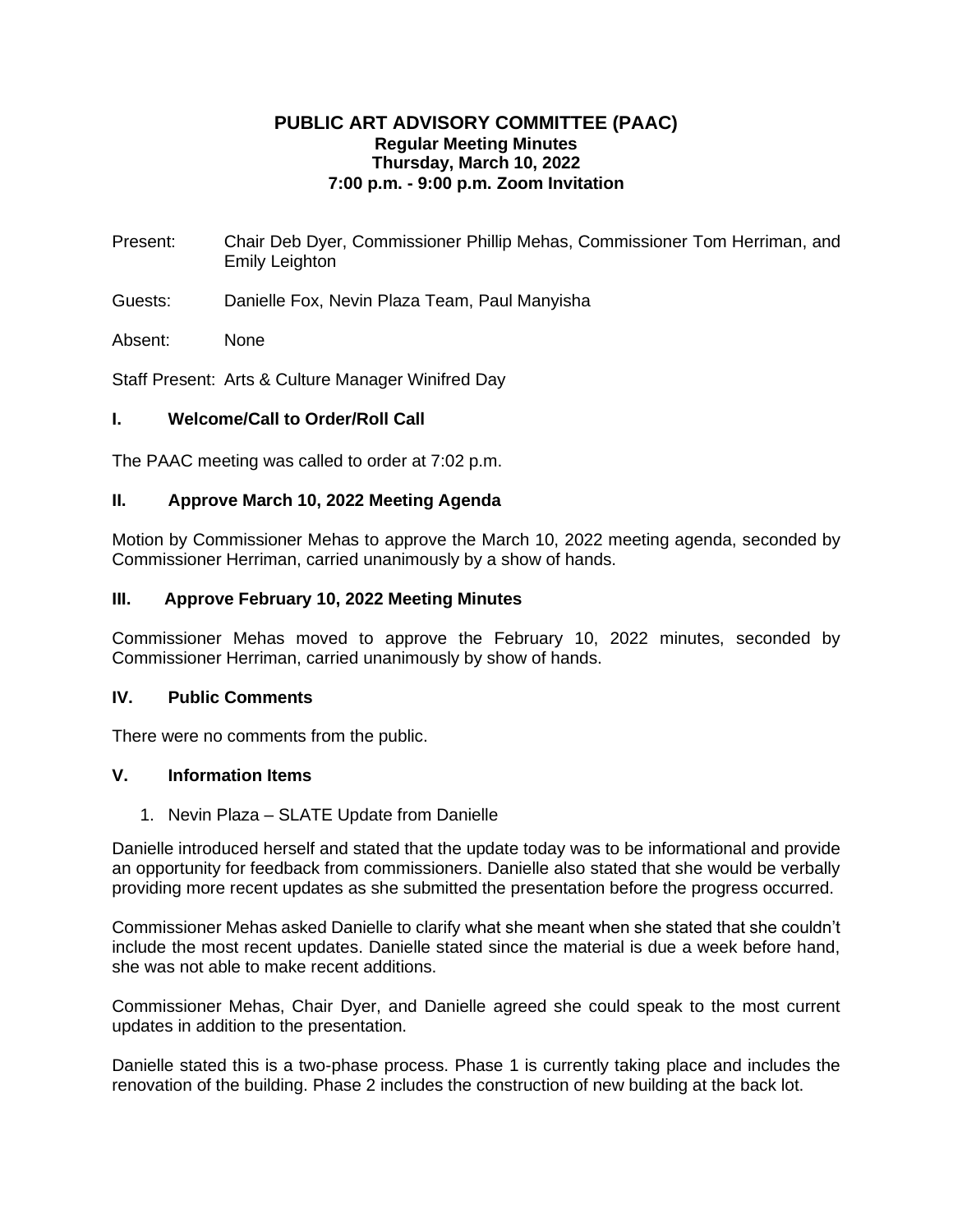# PUBLIC ART ADVISORY COMMITTEE (PAAC)

**Regular Meeting Minutes**
**Thursday, March 10, 2022**
**7:00 p.m. - 9:00 p.m. Zoom Invitation**

Present: Chair Deb Dyer, Commissioner Phillip Mehas, Commissioner Tom Herriman, and Emily Leighton

Guests: Danielle Fox, Nevin Plaza Team, Paul Manyisha

Absent: None

Staff Present: Arts & Culture Manager Winifred Day

## I. Welcome/Call to Order/Roll Call

The PAAC meeting was called to order at 7:02 p.m.

## II. Approve March 10, 2022 Meeting Agenda

Motion by Commissioner Mehas to approve the March 10, 2022 meeting agenda, seconded by Commissioner Herriman, carried unanimously by a show of hands.

## III. Approve February 10, 2022 Meeting Minutes

Commissioner Mehas moved to approve the February 10, 2022 minutes, seconded by Commissioner Herriman, carried unanimously by show of hands.

## IV. Public Comments

There were no comments from the public.

## V. Information Items

1. Nevin Plaza – SLATE Update from Danielle

Danielle introduced herself and stated that the update today was to be informational and provide an opportunity for feedback from commissioners. Danielle also stated that she would be verbally providing more recent updates as she submitted the presentation before the progress occurred.

Commissioner Mehas asked Danielle to clarify what she meant when she stated that she couldn't include the most recent updates. Danielle stated since the material is due a week before hand, she was not able to make recent additions.

Commissioner Mehas, Chair Dyer, and Danielle agreed she could speak to the most current updates in addition to the presentation.

Danielle stated this is a two-phase process. Phase 1 is currently taking place and includes the renovation of the building. Phase 2 includes the construction of new building at the back lot.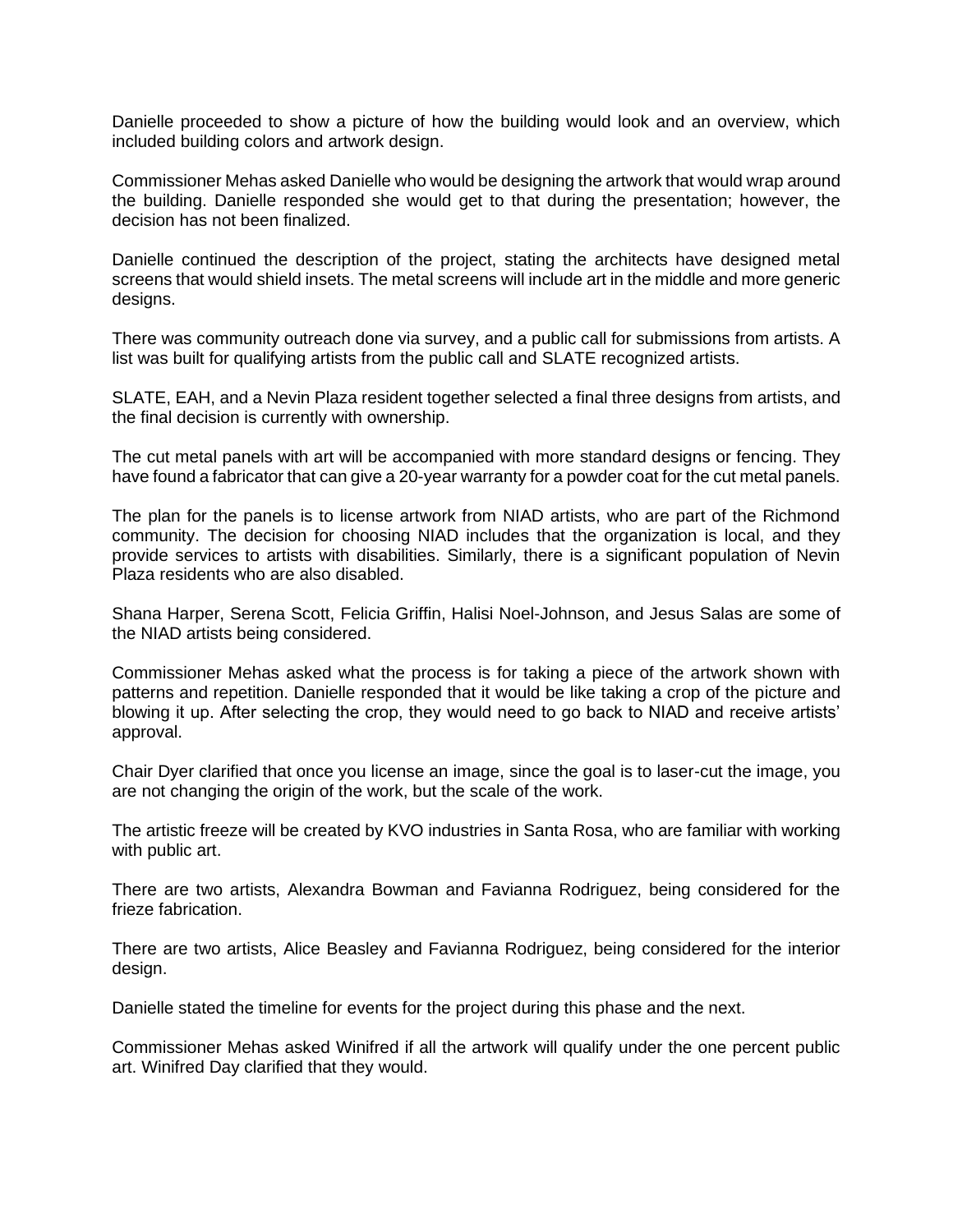Danielle proceeded to show a picture of how the building would look and an overview, which included building colors and artwork design.

Commissioner Mehas asked Danielle who would be designing the artwork that would wrap around the building. Danielle responded she would get to that during the presentation; however, the decision has not been finalized.

Danielle continued the description of the project, stating the architects have designed metal screens that would shield insets. The metal screens will include art in the middle and more generic designs.

There was community outreach done via survey, and a public call for submissions from artists. A list was built for qualifying artists from the public call and SLATE recognized artists.

SLATE, EAH, and a Nevin Plaza resident together selected a final three designs from artists, and the final decision is currently with ownership.

The cut metal panels with art will be accompanied with more standard designs or fencing. They have found a fabricator that can give a 20-year warranty for a powder coat for the cut metal panels.

The plan for the panels is to license artwork from NIAD artists, who are part of the Richmond community. The decision for choosing NIAD includes that the organization is local, and they provide services to artists with disabilities. Similarly, there is a significant population of Nevin Plaza residents who are also disabled.

Shana Harper, Serena Scott, Felicia Griffin, Halisi Noel-Johnson, and Jesus Salas are some of the NIAD artists being considered.

Commissioner Mehas asked what the process is for taking a piece of the artwork shown with patterns and repetition. Danielle responded that it would be like taking a crop of the picture and blowing it up. After selecting the crop, they would need to go back to NIAD and receive artists' approval.

Chair Dyer clarified that once you license an image, since the goal is to laser-cut the image, you are not changing the origin of the work, but the scale of the work.

The artistic freeze will be created by KVO industries in Santa Rosa, who are familiar with working with public art.

There are two artists, Alexandra Bowman and Favianna Rodriguez, being considered for the frieze fabrication.

There are two artists, Alice Beasley and Favianna Rodriguez, being considered for the interior design.

Danielle stated the timeline for events for the project during this phase and the next.

Commissioner Mehas asked Winifred if all the artwork will qualify under the one percent public art. Winifred Day clarified that they would.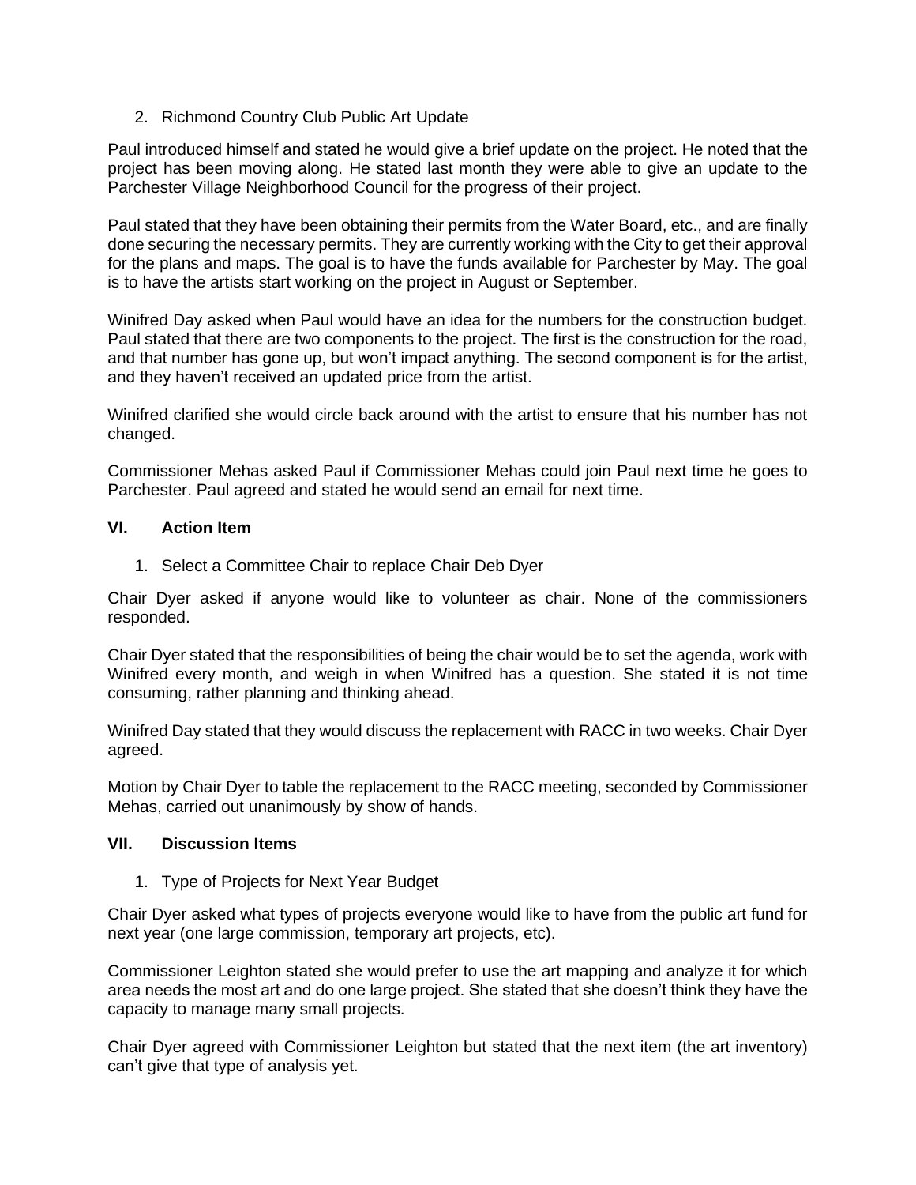2. Richmond Country Club Public Art Update

Paul introduced himself and stated he would give a brief update on the project. He noted that the project has been moving along. He stated last month they were able to give an update to the Parchester Village Neighborhood Council for the progress of their project.

Paul stated that they have been obtaining their permits from the Water Board, etc., and are finally done securing the necessary permits. They are currently working with the City to get their approval for the plans and maps. The goal is to have the funds available for Parchester by May. The goal is to have the artists start working on the project in August or September.

Winifred Day asked when Paul would have an idea for the numbers for the construction budget. Paul stated that there are two components to the project. The first is the construction for the road, and that number has gone up, but won't impact anything. The second component is for the artist, and they haven't received an updated price from the artist.

Winifred clarified she would circle back around with the artist to ensure that his number has not changed.

Commissioner Mehas asked Paul if Commissioner Mehas could join Paul next time he goes to Parchester. Paul agreed and stated he would send an email for next time.

## VI. Action Item

1. Select a Committee Chair to replace Chair Deb Dyer

Chair Dyer asked if anyone would like to volunteer as chair. None of the commissioners responded.

Chair Dyer stated that the responsibilities of being the chair would be to set the agenda, work with Winifred every month, and weigh in when Winifred has a question. She stated it is not time consuming, rather planning and thinking ahead.

Winifred Day stated that they would discuss the replacement with RACC in two weeks. Chair Dyer agreed.

Motion by Chair Dyer to table the replacement to the RACC meeting, seconded by Commissioner Mehas, carried out unanimously by show of hands.

## VII. Discussion Items

1. Type of Projects for Next Year Budget

Chair Dyer asked what types of projects everyone would like to have from the public art fund for next year (one large commission, temporary art projects, etc).

Commissioner Leighton stated she would prefer to use the art mapping and analyze it for which area needs the most art and do one large project. She stated that she doesn't think they have the capacity to manage many small projects.

Chair Dyer agreed with Commissioner Leighton but stated that the next item (the art inventory) can't give that type of analysis yet.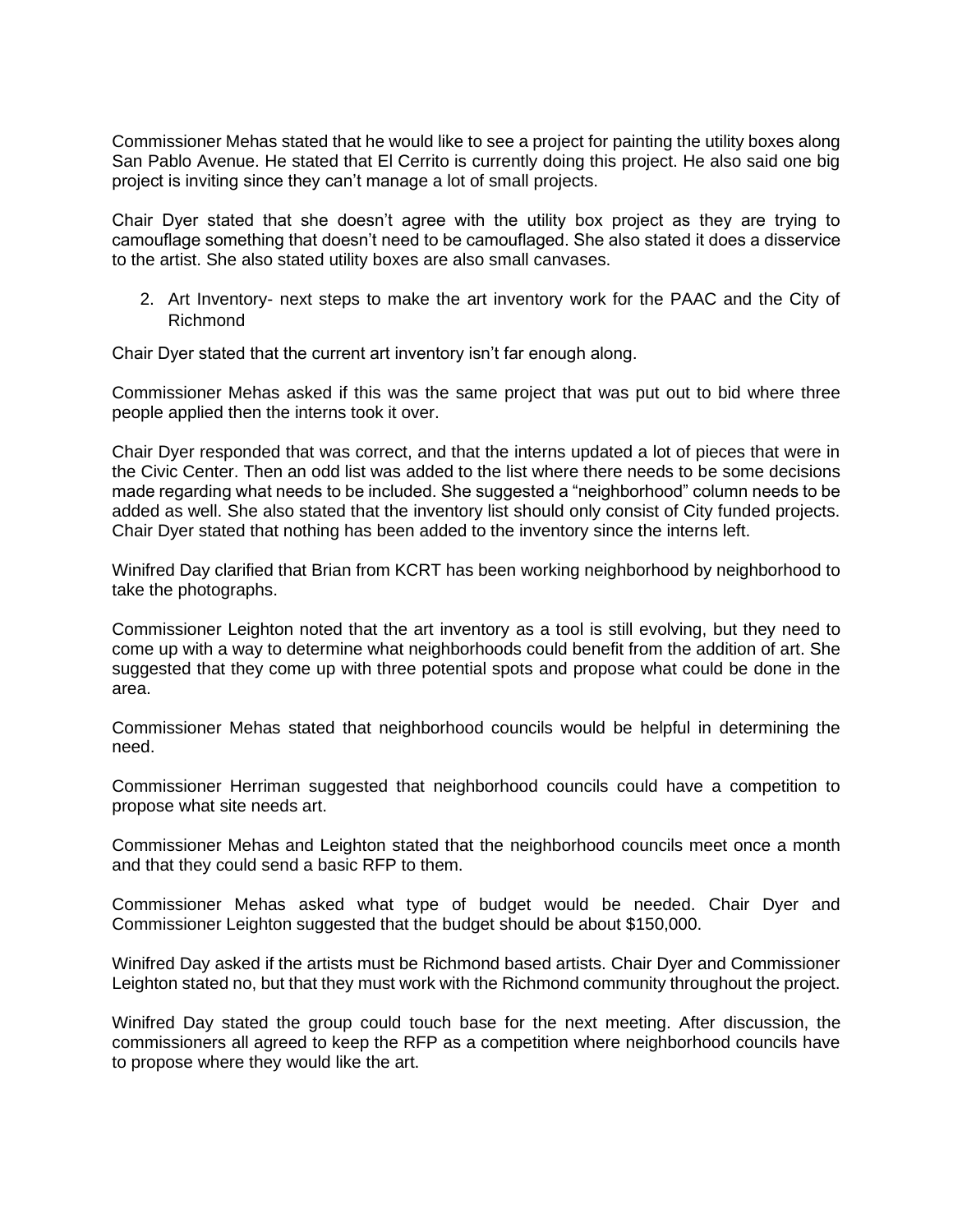Commissioner Mehas stated that he would like to see a project for painting the utility boxes along San Pablo Avenue. He stated that El Cerrito is currently doing this project. He also said one big project is inviting since they can't manage a lot of small projects.

Chair Dyer stated that she doesn't agree with the utility box project as they are trying to camouflage something that doesn't need to be camouflaged. She also stated it does a disservice to the artist. She also stated utility boxes are also small canvases.

2. Art Inventory- next steps to make the art inventory work for the PAAC and the City of Richmond

Chair Dyer stated that the current art inventory isn't far enough along.

Commissioner Mehas asked if this was the same project that was put out to bid where three people applied then the interns took it over.

Chair Dyer responded that was correct, and that the interns updated a lot of pieces that were in the Civic Center. Then an odd list was added to the list where there needs to be some decisions made regarding what needs to be included. She suggested a "neighborhood" column needs to be added as well. She also stated that the inventory list should only consist of City funded projects. Chair Dyer stated that nothing has been added to the inventory since the interns left.

Winifred Day clarified that Brian from KCRT has been working neighborhood by neighborhood to take the photographs.

Commissioner Leighton noted that the art inventory as a tool is still evolving, but they need to come up with a way to determine what neighborhoods could benefit from the addition of art. She suggested that they come up with three potential spots and propose what could be done in the area.

Commissioner Mehas stated that neighborhood councils would be helpful in determining the need.

Commissioner Herriman suggested that neighborhood councils could have a competition to propose what site needs art.

Commissioner Mehas and Leighton stated that the neighborhood councils meet once a month and that they could send a basic RFP to them.

Commissioner Mehas asked what type of budget would be needed. Chair Dyer and Commissioner Leighton suggested that the budget should be about $150,000.

Winifred Day asked if the artists must be Richmond based artists. Chair Dyer and Commissioner Leighton stated no, but that they must work with the Richmond community throughout the project.

Winifred Day stated the group could touch base for the next meeting. After discussion, the commissioners all agreed to keep the RFP as a competition where neighborhood councils have to propose where they would like the art.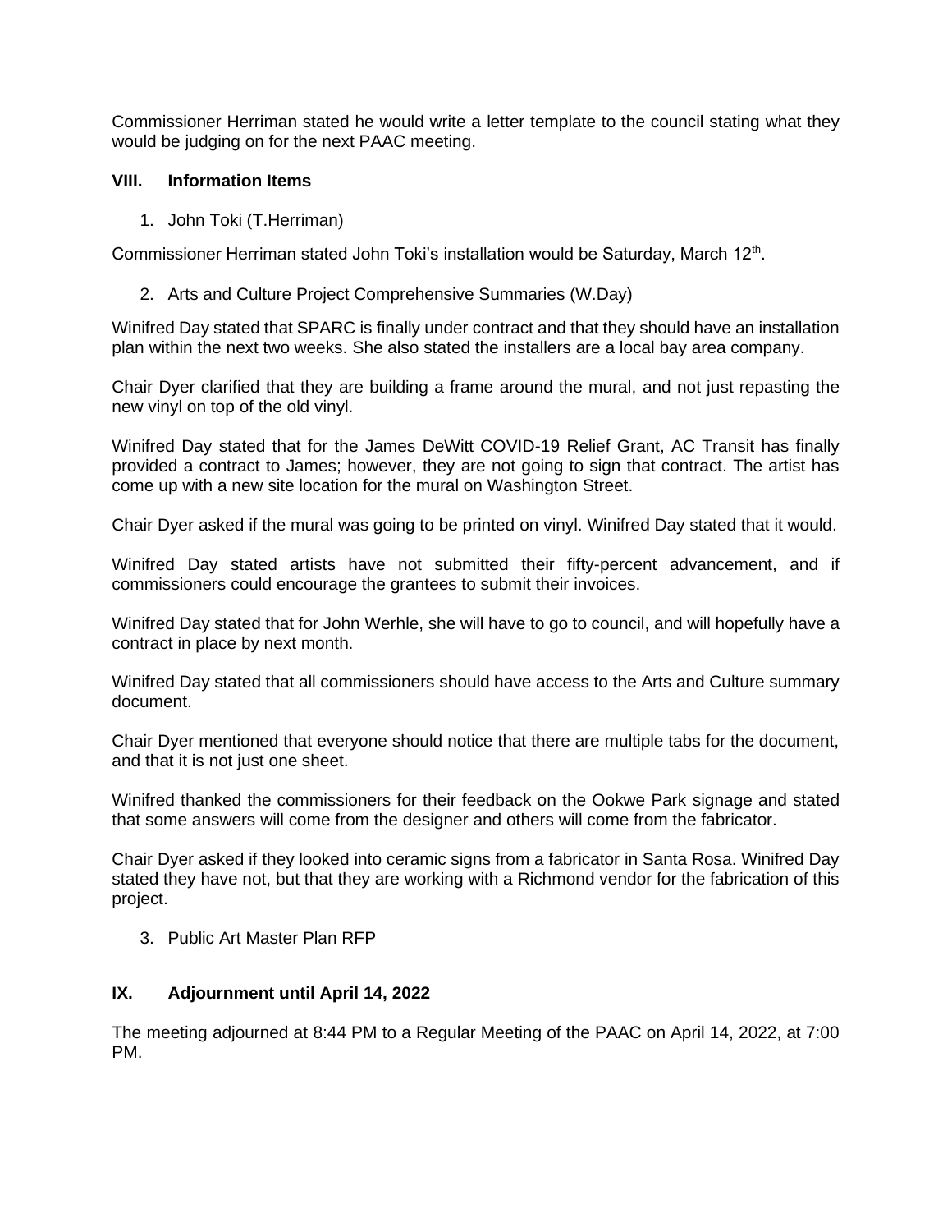Commissioner Herriman stated he would write a letter template to the council stating what they would be judging on for the next PAAC meeting.

## VIII. Information Items

1. John Toki (T.Herriman)

Commissioner Herriman stated John Toki's installation would be Saturday, March 12th.

2. Arts and Culture Project Comprehensive Summaries (W.Day)

Winifred Day stated that SPARC is finally under contract and that they should have an installation plan within the next two weeks. She also stated the installers are a local bay area company.

Chair Dyer clarified that they are building a frame around the mural, and not just repasting the new vinyl on top of the old vinyl.

Winifred Day stated that for the James DeWitt COVID-19 Relief Grant, AC Transit has finally provided a contract to James; however, they are not going to sign that contract. The artist has come up with a new site location for the mural on Washington Street.

Chair Dyer asked if the mural was going to be printed on vinyl. Winifred Day stated that it would.

Winifred Day stated artists have not submitted their fifty-percent advancement, and if commissioners could encourage the grantees to submit their invoices.

Winifred Day stated that for John Werhle, she will have to go to council, and will hopefully have a contract in place by next month.

Winifred Day stated that all commissioners should have access to the Arts and Culture summary document.

Chair Dyer mentioned that everyone should notice that there are multiple tabs for the document, and that it is not just one sheet.

Winifred thanked the commissioners for their feedback on the Ookwe Park signage and stated that some answers will come from the designer and others will come from the fabricator.

Chair Dyer asked if they looked into ceramic signs from a fabricator in Santa Rosa. Winifred Day stated they have not, but that they are working with a Richmond vendor for the fabrication of this project.

3. Public Art Master Plan RFP

## IX. Adjournment until April 14, 2022

The meeting adjourned at 8:44 PM to a Regular Meeting of the PAAC on April 14, 2022, at 7:00 PM.